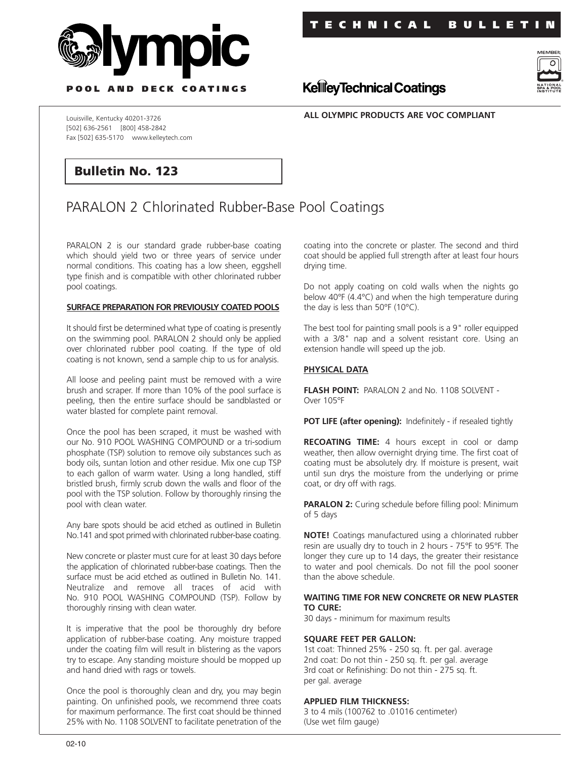# Olympic

**POOL AND DECK COATINGS**

**TECHNICAL BULLETIN**

**KelleyTechnicalCoatings**

MEMBER NATIONAL SPA & POOL INSTITUTE

Louisville, Kentucky 40201-3726
[502] 636-2561 [800] 458-2842
Fax [502] 635-5170 www.kelleytech.com

**ALL OLYMPIC PRODUCTS ARE VOC COMPLIANT**

## Bulletin No. 123

# PARALON 2 Chlorinated Rubber-Base Pool Coatings

PARALON 2 is our standard grade rubber-base coating which should yield two or three years of service under normal conditions. This coating has a low sheen, eggshell type finish and is compatible with other chlorinated rubber pool coatings.

### SURFACE PREPARATION FOR PREVIOUSLY COATED POOLS

It should first be determined what type of coating is presently on the swimming pool. PARALON 2 should only be applied over chlorinated rubber pool coating. If the type of old coating is not known, send a sample chip to us for analysis.

All loose and peeling paint must be removed with a wire brush and scraper. If more than 10% of the pool surface is peeling, then the entire surface should be sandblasted or water blasted for complete paint removal.

Once the pool has been scraped, it must be washed with our No. 910 POOL WASHING COMPOUND or a tri-sodium phosphate (TSP) solution to remove oily substances such as body oils, suntan lotion and other residue. Mix one cup TSP to each gallon of warm water. Using a long handled, stiff bristled brush, firmly scrub down the walls and floor of the pool with the TSP solution. Follow by thoroughly rinsing the pool with clean water.

Any bare spots should be acid etched as outlined in Bulletin No.141 and spot primed with chlorinated rubber-base coating.

New concrete or plaster must cure for at least 30 days before the application of chlorinated rubber-base coatings. Then the surface must be acid etched as outlined in Bulletin No. 141. Neutralize and remove all traces of acid with No. 910 POOL WASHING COMPOUND (TSP). Follow by thoroughly rinsing with clean water.

It is imperative that the pool be thoroughly dry before application of rubber-base coating. Any moisture trapped under the coating film will result in blistering as the vapors try to escape. Any standing moisture should be mopped up and hand dried with rags or towels.

Once the pool is thoroughly clean and dry, you may begin painting. On unfinished pools, we recommend three coats for maximum performance. The first coat should be thinned 25% with No. 1108 SOLVENT to facilitate penetration of the coating into the concrete or plaster. The second and third coat should be applied full strength after at least four hours drying time.

Do not apply coating on cold walls when the nights go below 40°F (4.4°C) and when the high temperature during the day is less than 50°F (10°C).

The best tool for painting small pools is a 9" roller equipped with a 3/8" nap and a solvent resistant core. Using an extension handle will speed up the job.

### PHYSICAL DATA

**FLASH POINT:** PARALON 2 and No. 1108 SOLVENT - Over 105°F

**POT LIFE (after opening):** Indefinitely - if resealed tightly

**RECOATING TIME:** 4 hours except in cool or damp weather, then allow overnight drying time. The first coat of coating must be absolutely dry. If moisture is present, wait until sun drys the moisture from the underlying or prime coat, or dry off with rags.

**PARALON 2:** Curing schedule before filling pool: Minimum of 5 days

**NOTE!** Coatings manufactured using a chlorinated rubber resin are usually dry to touch in 2 hours - 75°F to 95°F. The longer they cure up to 14 days, the greater their resistance to water and pool chemicals. Do not fill the pool sooner than the above schedule.

**WAITING TIME FOR NEW CONCRETE OR NEW PLASTER TO CURE:**
30 days - minimum for maximum results

**SQUARE FEET PER GALLON:**
1st coat: Thinned 25% - 250 sq. ft. per gal. average
2nd coat: Do not thin - 250 sq. ft. per gal. average
3rd coat or Refinishing: Do not thin - 275 sq. ft. per gal. average

**APPLIED FILM THICKNESS:**
3 to 4 mils (100762 to .01016 centimeter)
(Use wet film gauge)

02-10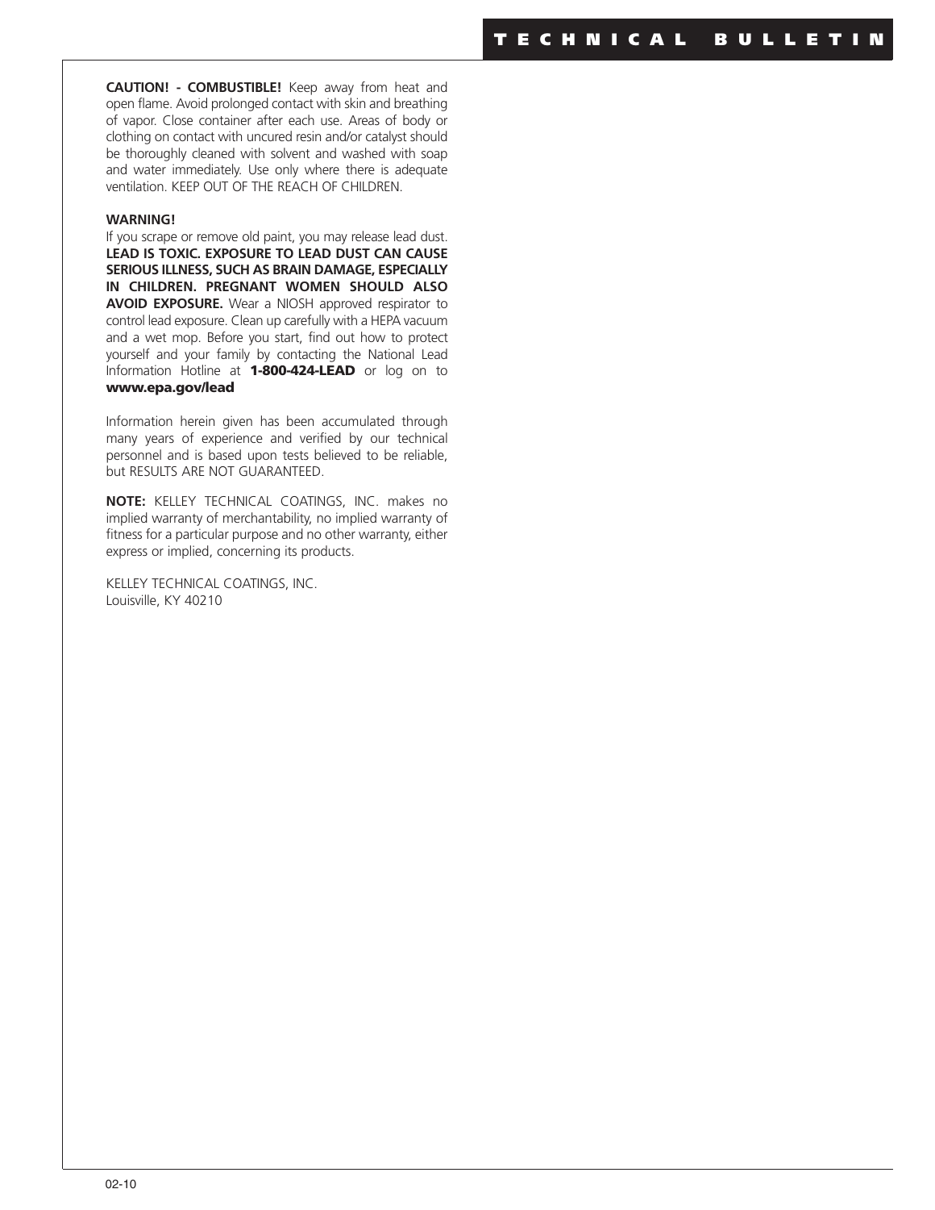**CAUTION! - COMBUSTIBLE!** Keep away from heat and open flame. Avoid prolonged contact with skin and breathing of vapor. Close container after each use. Areas of body or clothing on contact with uncured resin and/or catalyst should be thoroughly cleaned with solvent and washed with soap and water immediately. Use only where there is adequate ventilation. KEEP OUT OF THE REACH OF CHILDREN.

**WARNING!**
If you scrape or remove old paint, you may release lead dust. **LEAD IS TOXIC. EXPOSURE TO LEAD DUST CAN CAUSE SERIOUS ILLNESS, SUCH AS BRAIN DAMAGE, ESPECIALLY IN CHILDREN. PREGNANT WOMEN SHOULD ALSO AVOID EXPOSURE.** Wear a NIOSH approved respirator to control lead exposure. Clean up carefully with a HEPA vacuum and a wet mop. Before you start, find out how to protect yourself and your family by contacting the National Lead Information Hotline at **1-800-424-LEAD** or log on to **www.epa.gov/lead**

Information herein given has been accumulated through many years of experience and verified by our technical personnel and is based upon tests believed to be reliable, but RESULTS ARE NOT GUARANTEED.

**NOTE:** KELLEY TECHNICAL COATINGS, INC. makes no implied warranty of merchantability, no implied warranty of fitness for a particular purpose and no other warranty, either express or implied, concerning its products.

KELLEY TECHNICAL COATINGS, INC.
Louisville, KY 40210

02-10